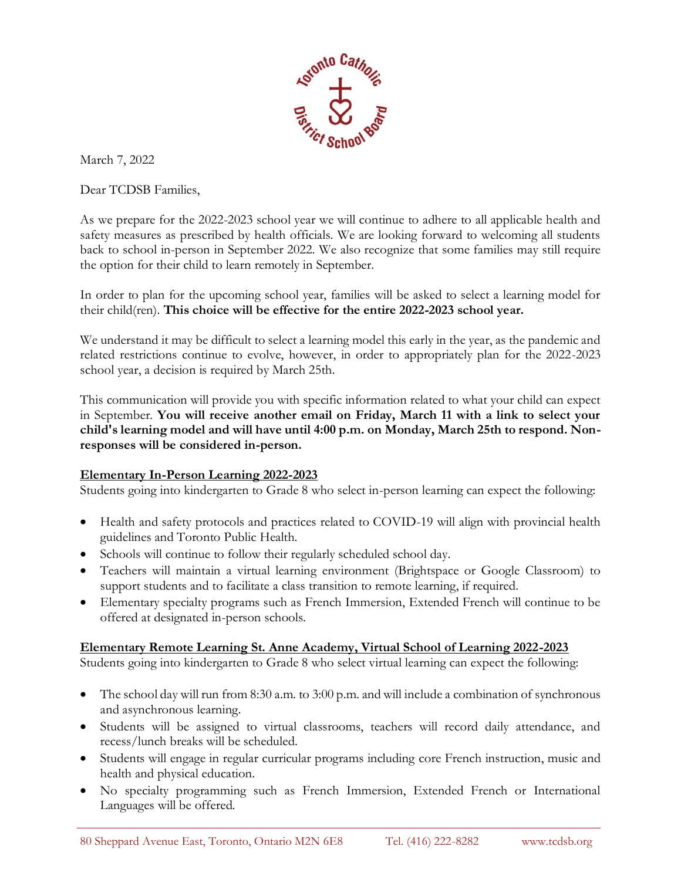March 7, 2022

Dear TCDSB Families,

As we prepare for the 2022-2023 school year we will continue to adhere to all applicable health and safety measures as prescribed by health officials. We are looking forward to welcoming all students back to school in-person in September 2022. We also recognize that some families may still require the option for their child to learn remotely in September.

In order to plan for the upcoming school year, families will be asked to select a learning model for their child(ren). **This choice will be effective for the entire 2022-2023 school year.**

We understand it may be difficult to select a learning model this early in the year, as the pandemic and related restrictions continue to evolve, however, in order to appropriately plan for the 2022-2023 school year, a decision is required by March 25th.

This communication will provide you with specific information related to what your child can expect in September. **You will receive another email on Friday, March 11 with a link to select your child's learning model and will have until 4:00 p.m. on Monday, March 25th to respond. Non-responses will be considered in-person.**

## Elementary In-Person Learning 2022-2023

Students going into kindergarten to Grade 8 who select in-person learning can expect the following:

- Health and safety protocols and practices related to COVID-19 will align with provincial health guidelines and Toronto Public Health.
- Schools will continue to follow their regularly scheduled school day.
- Teachers will maintain a virtual learning environment (Brightspace or Google Classroom) to support students and to facilitate a class transition to remote learning, if required.
- Elementary specialty programs such as French Immersion, Extended French will continue to be offered at designated in-person schools.

## Elementary Remote Learning St. Anne Academy, Virtual School of Learning 2022-2023

Students going into kindergarten to Grade 8 who select virtual learning can expect the following:

- The school day will run from 8:30 a.m. to 3:00 p.m. and will include a combination of synchronous and asynchronous learning.
- Students will be assigned to virtual classrooms, teachers will record daily attendance, and recess/lunch breaks will be scheduled.
- Students will engage in regular curricular programs including core French instruction, music and health and physical education.
- No specialty programming such as French Immersion, Extended French or International Languages will be offered.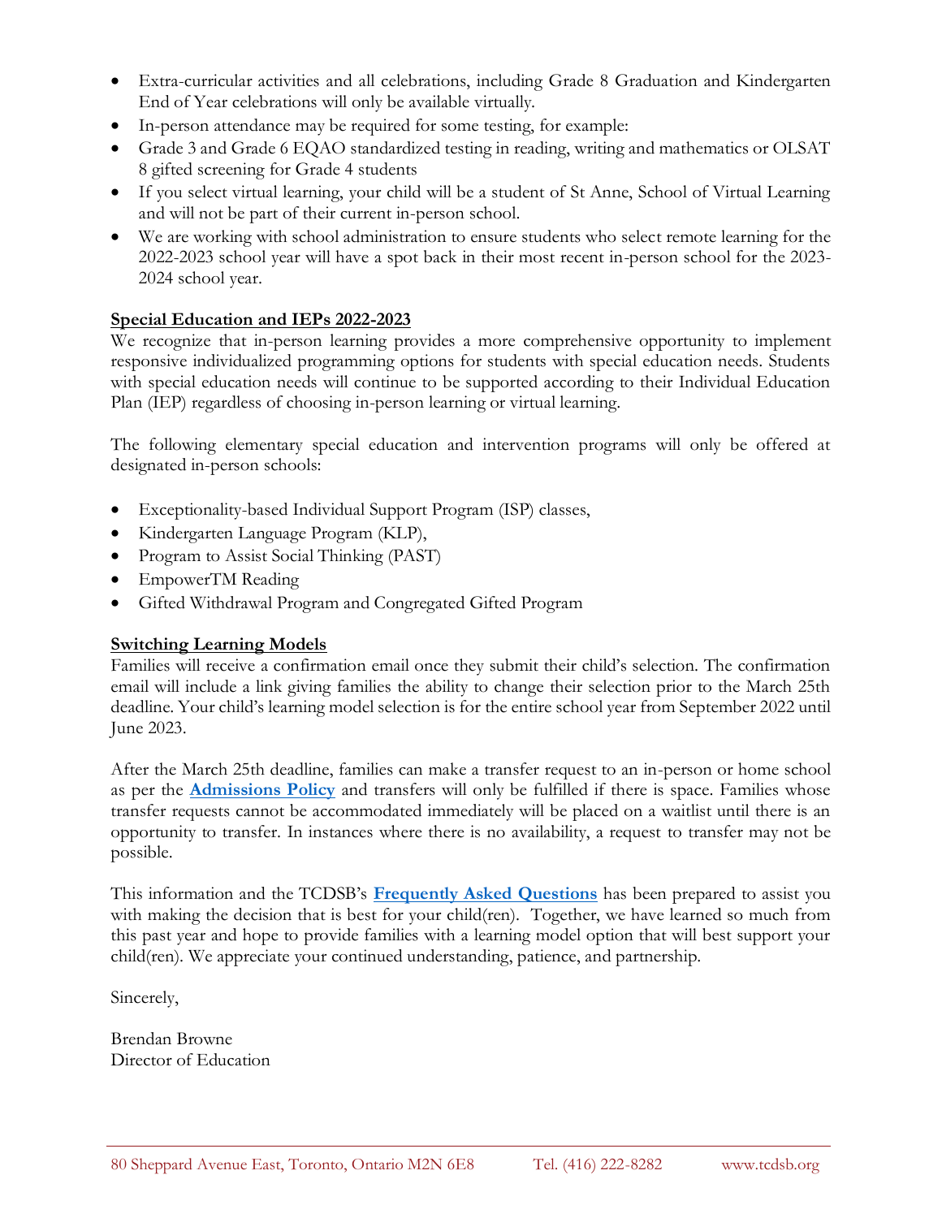- Extra-curricular activities and all celebrations, including Grade 8 Graduation and Kindergarten End of Year celebrations will only be available virtually.
- In-person attendance may be required for some testing, for example:
- Grade 3 and Grade 6 EQAO standardized testing in reading, writing and mathematics or OLSAT 8 gifted screening for Grade 4 students
- If you select virtual learning, your child will be a student of St Anne, School of Virtual Learning and will not be part of their current in-person school.
- We are working with school administration to ensure students who select remote learning for the 2022-2023 school year will have a spot back in their most recent in-person school for the 2023-2024 school year.

**Special Education and IEPs 2022-2023**

We recognize that in-person learning provides a more comprehensive opportunity to implement responsive individualized programming options for students with special education needs. Students with special education needs will continue to be supported according to their Individual Education Plan (IEP) regardless of choosing in-person learning or virtual learning.

The following elementary special education and intervention programs will only be offered at designated in-person schools:

- Exceptionality-based Individual Support Program (ISP) classes,
- Kindergarten Language Program (KLP),
- Program to Assist Social Thinking (PAST)
- EmpowerTM Reading
- Gifted Withdrawal Program and Congregated Gifted Program

**Switching Learning Models**

Families will receive a confirmation email once they submit their child's selection. The confirmation email will include a link giving families the ability to change their selection prior to the March 25th deadline. Your child's learning model selection is for the entire school year from September 2022 until June 2023.

After the March 25th deadline, families can make a transfer request to an in-person or home school as per the **Admissions Policy** and transfers will only be fulfilled if there is space. Families whose transfer requests cannot be accommodated immediately will be placed on a waitlist until there is an opportunity to transfer. In instances where there is no availability, a request to transfer may not be possible.

This information and the TCDSB's **Frequently Asked Questions** has been prepared to assist you with making the decision that is best for your child(ren). Together, we have learned so much from this past year and hope to provide families with a learning model option that will best support your child(ren). We appreciate your continued understanding, patience, and partnership.

Sincerely,

Brendan Browne
Director of Education

80 Sheppard Avenue East, Toronto, Ontario M2N 6E8 Tel. (416) 222-8282 www.tcdsb.org